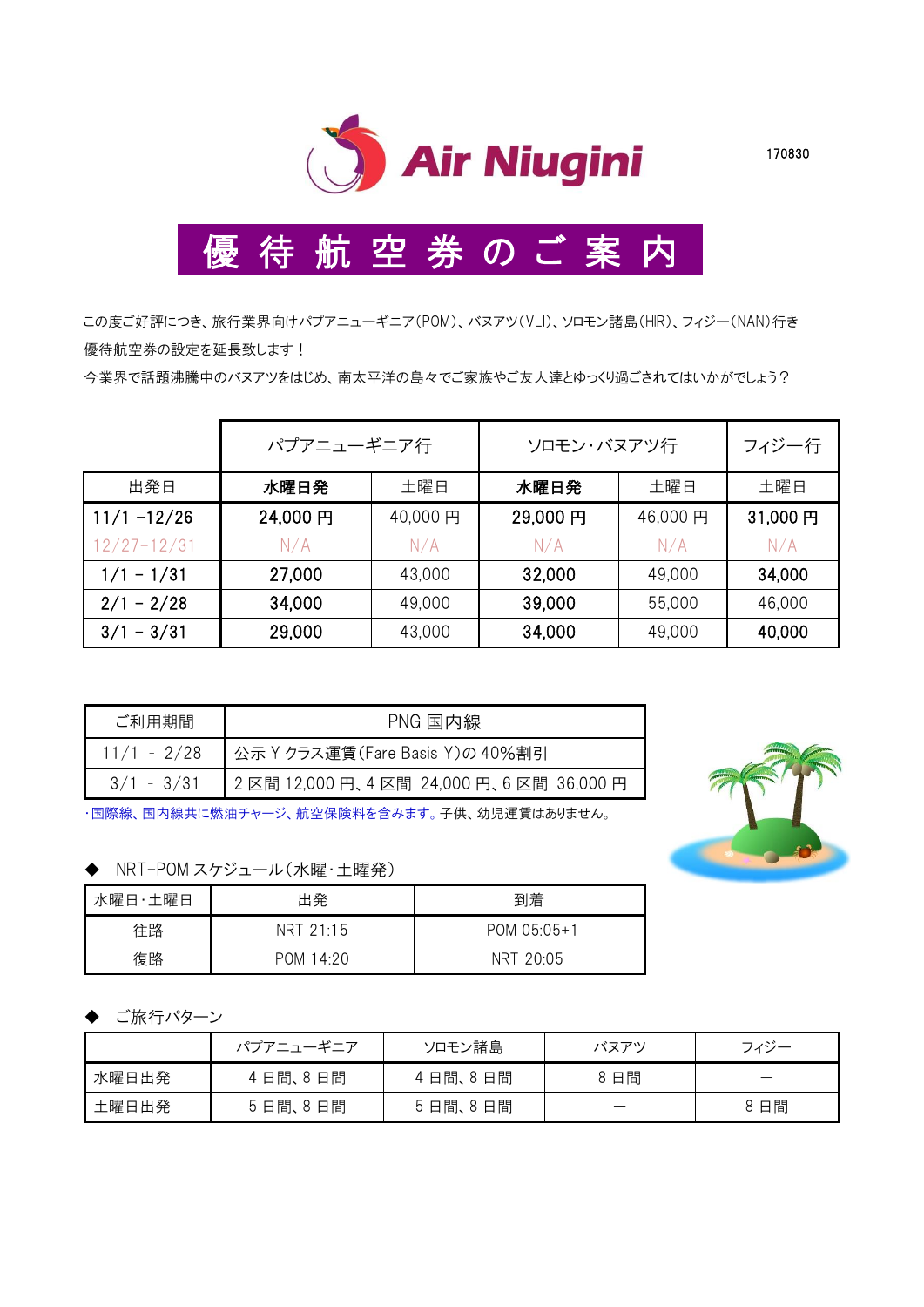Air Niugini

170830

# 優待航空券のご案内

この度ご好評につき、旅行業界向けパプアニューギニア(POM)、バヌアツ(VLI)、ソロモン諸島(HIR)、フィジー(NAN)行き優待航空券の設定を延長致します！

今業界で話題沸騰中のバヌアツをはじめ、南太平洋の島々でご家族やご友人達とゆっくり過ごされてはいかがでしょう？

| | パプアニューギニア行 | | ソロモン・バヌアツ行 | | フィジー行 |
|---|---|---|---|---|---|
| 出発日 | **水曜日発** | 土曜日 | **水曜日発** | 土曜日 | 土曜日 |
| 11/1 -12/26 | **24,000 円** | 40,000 円 | **29,000 円** | 46,000 円 | **31,000 円** |
| 12/27-12/31 | N/A | N/A | N/A | N/A | N/A |
| 1/1 – 1/31 | **27,000** | 43,000 | **32,000** | 49,000 | **34,000** |
| 2/1 – 2/28 | **34,000** | 49,000 | **39,000** | 55,000 | 46,000 |
| 3/1 – 3/31 | **29,000** | 43,000 | **34,000** | 49,000 | **40,000** |

| ご利用期間 | PNG 国内線 |
|---|---|
| 11/1 - 2/28 | 公示 Y クラス運賃(Fare Basis Y)の 40%割引 |
| 3/1 - 3/31 | 2 区間 12,000 円、4 区間 24,000 円、6 区間 36,000 円 |

・国際線、国内線共に燃油チャージ、航空保険料を含みます。子供、幼児運賃はありません。

◆ NRT-POM スケジュール(水曜・土曜発)

| 水曜日・土曜日 | 出発 | 到着 |
|---|---|---|
| 往路 | NRT 21:15 | POM 05:05+1 |
| 復路 | POM 14:20 | NRT 20:05 |

◆ ご旅行パターン

| | パプアニューギニア | ソロモン諸島 | バヌアツ | フィジー |
|---|---|---|---|---|
| 水曜日出発 | 4 日間、8 日間 | 4 日間、8 日間 | 8 日間 | ― |
| 土曜日出発 | 5 日間、8 日間 | 5 日間、8 日間 | ― | 8 日間 |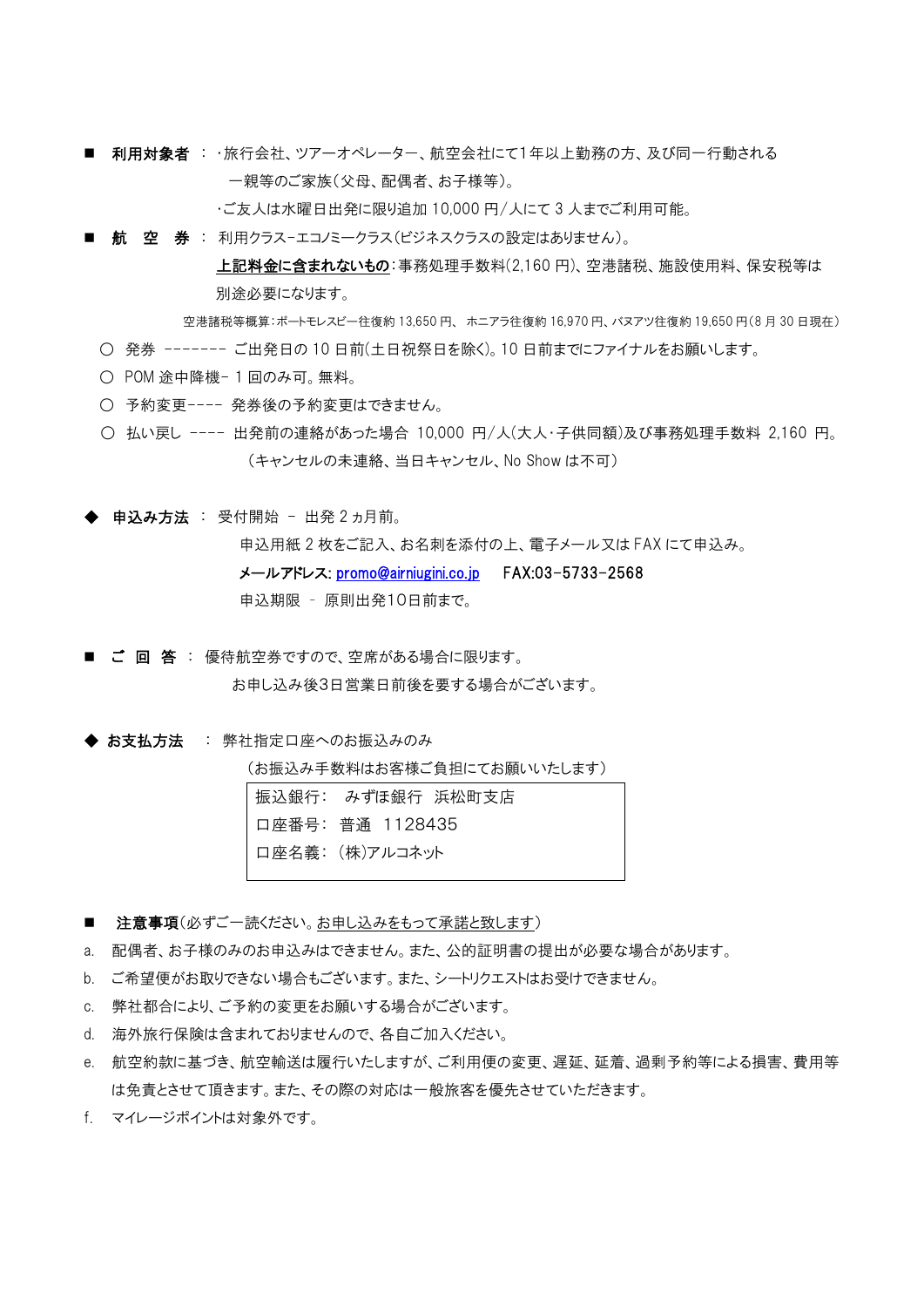■ **利用対象者** ：・旅行会社、ツアーオペレーター、航空会社にて1年以上勤務の方、及び同一行動される一親等のご家族（父母、配偶者、お子様等）。

・ご友人は水曜日出発に限り追加 10,000 円/人にて 3 人までご利用可能。

■ **航　空　券** ： 利用クラス-エコノミークラス（ビジネスクラスの設定はありません）。

**上記料金に含まれないもの**：事務処理手数料(2,160 円)、空港諸税、施設使用料、保安税等は別途必要になります。

空港諸税等概算：ポートモレスビー往復約 13,650 円、 ホニアラ往復約 16,970 円、バヌアツ往復約 19,650 円(8 月 30 日現在）

○ 発券 ------- ご出発日の 10 日前(土日祝祭日を除く)。10 日前までにファイナルをお願いします。

○ POM 途中降機- 1 回のみ可。無料。

○ 予約変更---- 発券後の予約変更はできません。

○ 払い戻し ---- 出発前の連絡があった場合 10,000 円/人(大人・子供同額)及び事務処理手数料 2,160 円。
（キャンセルの未連絡、当日キャンセル、No Show は不可）

◆ **申込み方法** ： 受付開始 – 出発 2 ヵ月前。

申込用紙 2 枚をご記入、お名刺を添付の上、電子メール又は FAX にて申込み。

**メールアドレス: promo@airniugini.co.jp　　FAX:03-5733-2568**

申込期限 – 原則出発10日前まで。

■ **ご　回　答** ： 優待航空券ですので、空席がある場合に限ります。

お申し込み後3日営業日前後を要する場合がございます。

◆ **お支払方法** ： 弊社指定口座へのお振込みのみ

（お振込み手数料はお客様ご負担にてお願いいたします）

| 振込銀行：　みずほ銀行　浜松町支店 |
|---|
| 口座番号：　普通　1128435 |
| 口座名義：　(株)アルコネット |

■ **注意事項**(必ずご一読ください。お申し込みをもって承諾と致します)

a. 配偶者、お子様のみのお申込みはできません。また、公的証明書の提出が必要な場合があります。

b. ご希望便がお取りできない場合もございます。また、シートリクエストはお受けできません。

c. 弊社都合により、ご予約の変更をお願いする場合がございます。

d. 海外旅行保険は含まれておりませんので、各自ご加入ください。

e. 航空約款に基づき、航空輸送は履行いたしますが、ご利用便の変更、遅延、延着、過剰予約等による損害、費用等は免責とさせて頂きます。また、その際の対応は一般旅客を優先させていただきます。

f. マイレージポイントは対象外です。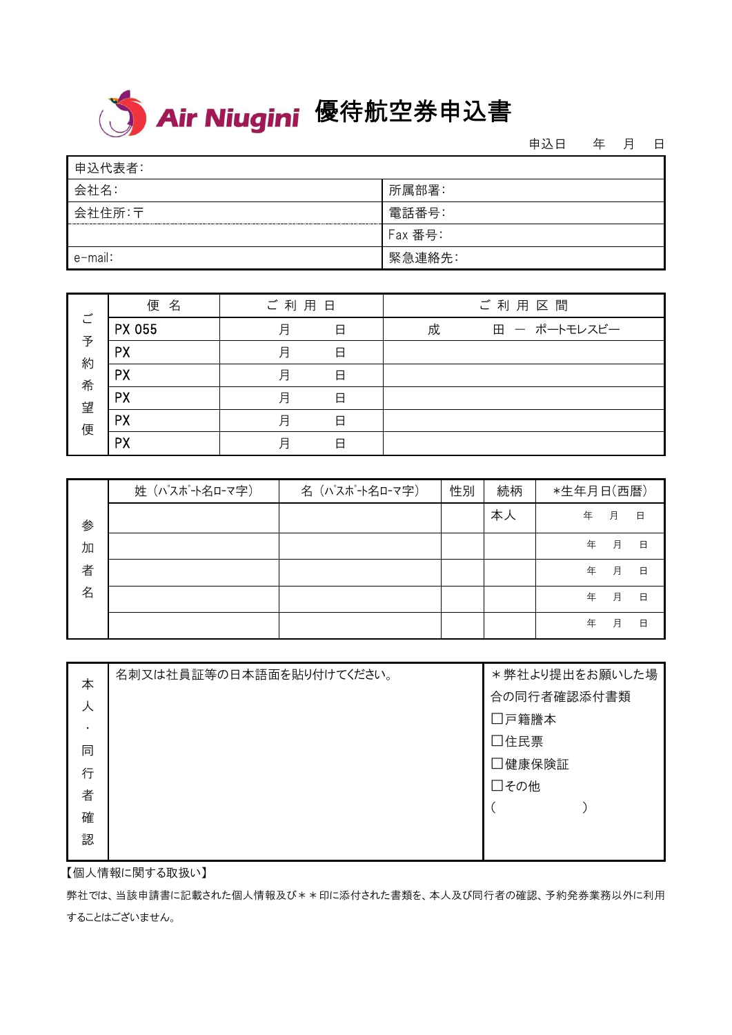# Air Niugini 優待航空券申込書

申込日　　年　　月　　日

| 申込代表者: | |
|---|---|
| 会社名: | 所属部署: |
| 会社住所:〒 | 電話番号: |
| | Fax 番号: |
| e-mail: | 緊急連絡先: |

| ご予約希望便 | 便　名 | ご 利 用 日 | ご 利 用 区 間 |
|---|---|---|---|
| | PX 055 | 月　　日 | 成　　田 ― ポートモレスビー |
| | PX | 月　　日 | |
| | PX | 月　　日 | |
| | PX | 月　　日 | |
| | PX | 月　　日 | |
| | PX | 月　　日 | |

| 参加者名 | 姓（ﾊﾟｽﾎﾟｰﾄ名ﾛｰﾏ字） | 名（ﾊﾟｽﾎﾟｰﾄ名ﾛｰﾏ字） | 性別 | 続柄 | *生年月日(西暦) |
|---|---|---|---|---|---|
| | | | | 本人 | 年　月　日 |
| | | | | | 年　月　日 |
| | | | | | 年　月　日 |
| | | | | | 年　月　日 |
| | | | | | 年　月　日 |

| 本人・同行者確認 | 名刺又は社員証等の日本語面を貼り付けてください。 | ＊弊社より提出をお願いした場合の同行者確認添付書類<br>☐戸籍謄本<br>☐住民票<br>☐健康保険証<br>☐その他<br>（　　　　　　） |
|---|---|---|

【個人情報に関する取扱い】

弊社では、当該申請書に記載された個人情報及び＊＊印に添付された書類を、本人及び同行者の確認、予約発券業務以外に利用することはございません。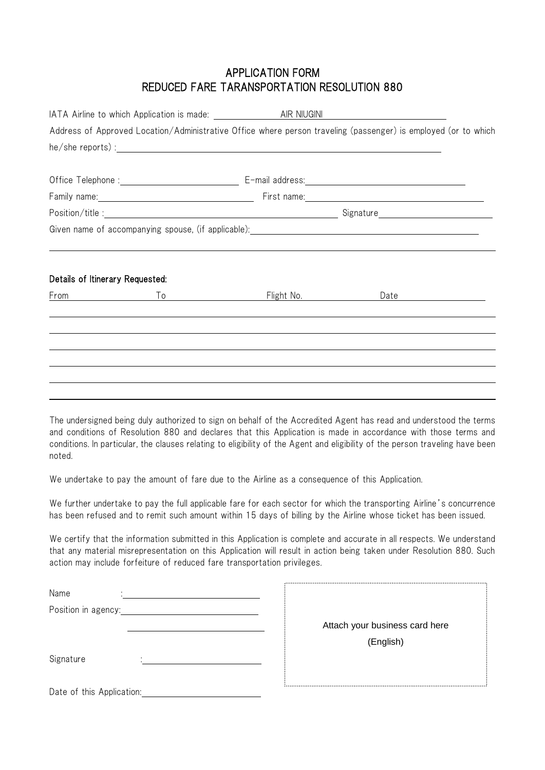# APPLICATION FORM
# REDUCED FARE TARANSPORTATION RESOLUTION 880

IATA Airline to which Application is made: AIR NIUGINI

Address of Approved Location/Administrative Office where person traveling (passenger) is employed (or to which he/she reports) : ____________________

Office Telephone : ____________________ E-mail address: ____________________

Family name: ____________________ First name: ____________________

Position/title : ____________________ Signature ____________________

Given name of accompanying spouse, (if applicable): ____________________

**Details of Itinerary Requested:**

| From | To | Flight No. | Date |
|---|---|---|---|
| | | | |
| | | | |
| | | | |
| | | | |
| | | | |
| | | | |

The undersigned being duly authorized to sign on behalf of the Accredited Agent has read and understood the terms and conditions of Resolution 880 and declares that this Application is made in accordance with those terms and conditions. In particular, the clauses relating to eligibility of the Agent and eligibility of the person traveling have been noted.

We undertake to pay the amount of fare due to the Airline as a consequence of this Application.

We further undertake to pay the full applicable fare for each sector for which the transporting Airline's concurrence has been refused and to remit such amount within 15 days of billing by the Airline whose ticket has been issued.

We certify that the information submitted in this Application is complete and accurate in all respects. We understand that any material misrepresentation on this Application will result in action being taken under Resolution 880. Such action may include forfeiture of reduced fare transportation privileges.

Name : ____________________

Position in agency: ____________________

____________________

Signature : ____________________

Date of this Application: ____________________

Attach your business card here
(English)